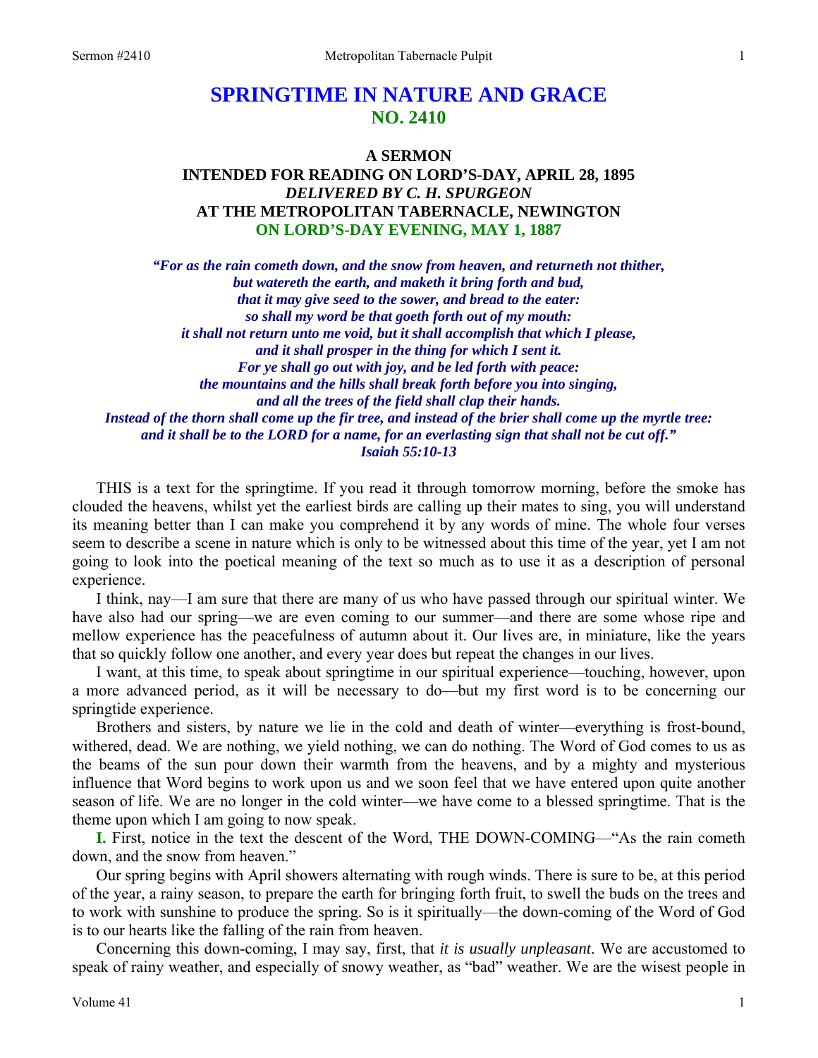# SPRINGTIME IN NATURE AND GRACE
## NO. 2410

### A SERMON
### INTENDED FOR READING ON LORD'S-DAY, APRIL 28, 1895
### *DELIVERED BY C. H. SPURGEON*
### AT THE METROPOLITAN TABERNACLE, NEWINGTON
### ON LORD'S-DAY EVENING, MAY 1, 1887

*"For as the rain cometh down, and the snow from heaven, and returneth not thither, but watereth the earth, and maketh it bring forth and bud, that it may give seed to the sower, and bread to the eater: so shall my word be that goeth forth out of my mouth: it shall not return unto me void, but it shall accomplish that which I please, and it shall prosper in the thing for which I sent it. For ye shall go out with joy, and be led forth with peace: the mountains and the hills shall break forth before you into singing, and all the trees of the field shall clap their hands. Instead of the thorn shall come up the fir tree, and instead of the brier shall come up the myrtle tree: and it shall be to the LORD for a name, for an everlasting sign that shall not be cut off."*
*Isaiah 55:10-13*

THIS is a text for the springtime. If you read it through tomorrow morning, before the smoke has clouded the heavens, whilst yet the earliest birds are calling up their mates to sing, you will understand its meaning better than I can make you comprehend it by any words of mine. The whole four verses seem to describe a scene in nature which is only to be witnessed about this time of the year, yet I am not going to look into the poetical meaning of the text so much as to use it as a description of personal experience.

I think, nay—I am sure that there are many of us who have passed through our spiritual winter. We have also had our spring—we are even coming to our summer—and there are some whose ripe and mellow experience has the peacefulness of autumn about it. Our lives are, in miniature, like the years that so quickly follow one another, and every year does but repeat the changes in our lives.

I want, at this time, to speak about springtime in our spiritual experience—touching, however, upon a more advanced period, as it will be necessary to do—but my first word is to be concerning our springtide experience.

Brothers and sisters, by nature we lie in the cold and death of winter—everything is frost-bound, withered, dead. We are nothing, we yield nothing, we can do nothing. The Word of God comes to us as the beams of the sun pour down their warmth from the heavens, and by a mighty and mysterious influence that Word begins to work upon us and we soon feel that we have entered upon quite another season of life. We are no longer in the cold winter—we have come to a blessed springtime. That is the theme upon which I am going to now speak.

**I.** First, notice in the text the descent of the Word, THE DOWN-COMING—"As the rain cometh down, and the snow from heaven."

Our spring begins with April showers alternating with rough winds. There is sure to be, at this period of the year, a rainy season, to prepare the earth for bringing forth fruit, to swell the buds on the trees and to work with sunshine to produce the spring. So is it spiritually—the down-coming of the Word of God is to our hearts like the falling of the rain from heaven.

Concerning this down-coming, I may say, first, that *it is usually unpleasant*. We are accustomed to speak of rainy weather, and especially of snowy weather, as "bad" weather. We are the wisest people in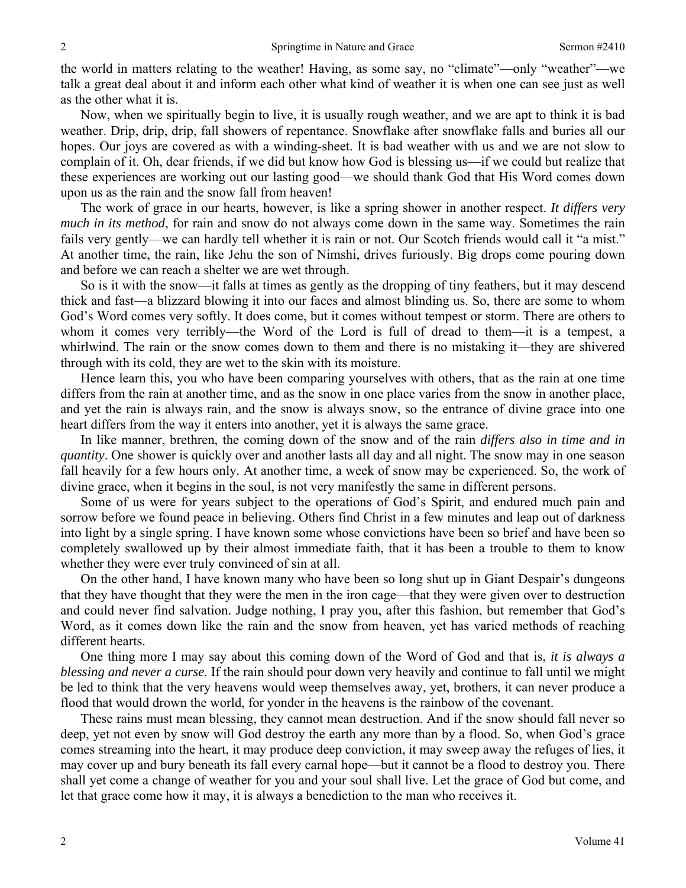the world in matters relating to the weather! Having, as some say, no "climate"—only "weather"—we talk a great deal about it and inform each other what kind of weather it is when one can see just as well as the other what it is.

Now, when we spiritually begin to live, it is usually rough weather, and we are apt to think it is bad weather. Drip, drip, drip, fall showers of repentance. Snowflake after snowflake falls and buries all our hopes. Our joys are covered as with a winding-sheet. It is bad weather with us and we are not slow to complain of it. Oh, dear friends, if we did but know how God is blessing us—if we could but realize that these experiences are working out our lasting good—we should thank God that His Word comes down upon us as the rain and the snow fall from heaven!

The work of grace in our hearts, however, is like a spring shower in another respect. *It differs very much in its method*, for rain and snow do not always come down in the same way. Sometimes the rain fails very gently—we can hardly tell whether it is rain or not. Our Scotch friends would call it "a mist." At another time, the rain, like Jehu the son of Nimshi, drives furiously. Big drops come pouring down and before we can reach a shelter we are wet through.

So is it with the snow—it falls at times as gently as the dropping of tiny feathers, but it may descend thick and fast—a blizzard blowing it into our faces and almost blinding us. So, there are some to whom God's Word comes very softly. It does come, but it comes without tempest or storm. There are others to whom it comes very terribly—the Word of the Lord is full of dread to them—it is a tempest, a whirlwind. The rain or the snow comes down to them and there is no mistaking it—they are shivered through with its cold, they are wet to the skin with its moisture.

Hence learn this, you who have been comparing yourselves with others, that as the rain at one time differs from the rain at another time, and as the snow in one place varies from the snow in another place, and yet the rain is always rain, and the snow is always snow, so the entrance of divine grace into one heart differs from the way it enters into another, yet it is always the same grace.

In like manner, brethren, the coming down of the snow and of the rain *differs also in time and in quantity*. One shower is quickly over and another lasts all day and all night. The snow may in one season fall heavily for a few hours only. At another time, a week of snow may be experienced. So, the work of divine grace, when it begins in the soul, is not very manifestly the same in different persons.

Some of us were for years subject to the operations of God's Spirit, and endured much pain and sorrow before we found peace in believing. Others find Christ in a few minutes and leap out of darkness into light by a single spring. I have known some whose convictions have been so brief and have been so completely swallowed up by their almost immediate faith, that it has been a trouble to them to know whether they were ever truly convinced of sin at all.

On the other hand, I have known many who have been so long shut up in Giant Despair's dungeons that they have thought that they were the men in the iron cage—that they were given over to destruction and could never find salvation. Judge nothing, I pray you, after this fashion, but remember that God's Word, as it comes down like the rain and the snow from heaven, yet has varied methods of reaching different hearts.

One thing more I may say about this coming down of the Word of God and that is, *it is always a blessing and never a curse*. If the rain should pour down very heavily and continue to fall until we might be led to think that the very heavens would weep themselves away, yet, brothers, it can never produce a flood that would drown the world, for yonder in the heavens is the rainbow of the covenant.

These rains must mean blessing, they cannot mean destruction. And if the snow should fall never so deep, yet not even by snow will God destroy the earth any more than by a flood. So, when God's grace comes streaming into the heart, it may produce deep conviction, it may sweep away the refuges of lies, it may cover up and bury beneath its fall every carnal hope—but it cannot be a flood to destroy you. There shall yet come a change of weather for you and your soul shall live. Let the grace of God but come, and let that grace come how it may, it is always a benediction to the man who receives it.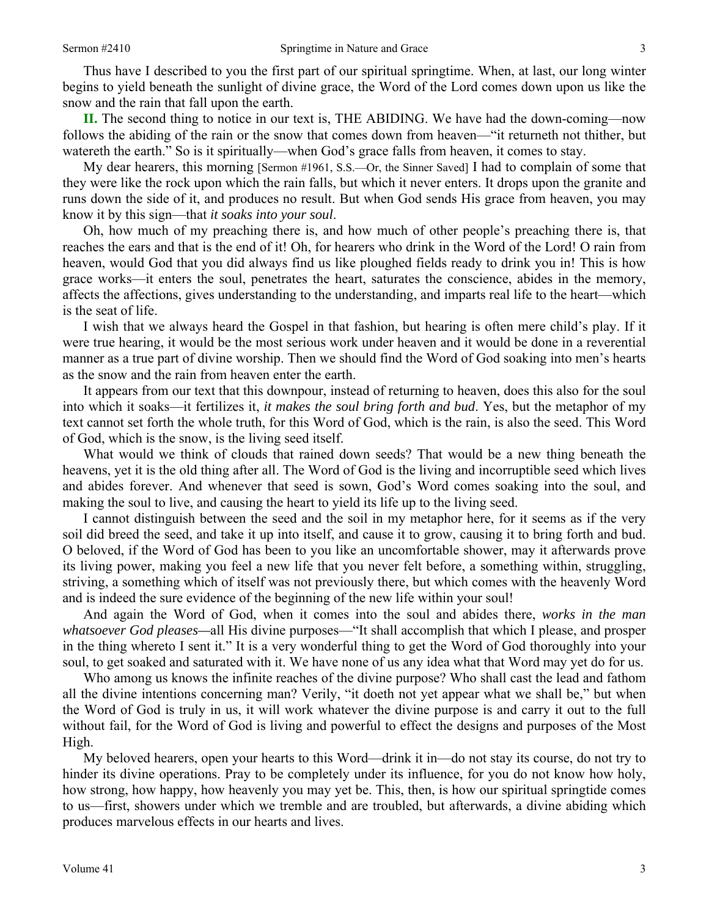Thus have I described to you the first part of our spiritual springtime. When, at last, our long winter begins to yield beneath the sunlight of divine grace, the Word of the Lord comes down upon us like the snow and the rain that fall upon the earth.

**II.** The second thing to notice in our text is, THE ABIDING. We have had the down-coming—now follows the abiding of the rain or the snow that comes down from heaven—"it returneth not thither, but watereth the earth." So is it spiritually—when God's grace falls from heaven, it comes to stay.

My dear hearers, this morning [Sermon #1961, S.S.—Or, the Sinner Saved] I had to complain of some that they were like the rock upon which the rain falls, but which it never enters. It drops upon the granite and runs down the side of it, and produces no result. But when God sends His grace from heaven, you may know it by this sign—that *it soaks into your soul*.

Oh, how much of my preaching there is, and how much of other people's preaching there is, that reaches the ears and that is the end of it! Oh, for hearers who drink in the Word of the Lord! O rain from heaven, would God that you did always find us like ploughed fields ready to drink you in! This is how grace works—it enters the soul, penetrates the heart, saturates the conscience, abides in the memory, affects the affections, gives understanding to the understanding, and imparts real life to the heart—which is the seat of life.

I wish that we always heard the Gospel in that fashion, but hearing is often mere child's play. If it were true hearing, it would be the most serious work under heaven and it would be done in a reverential manner as a true part of divine worship. Then we should find the Word of God soaking into men's hearts as the snow and the rain from heaven enter the earth.

It appears from our text that this downpour, instead of returning to heaven, does this also for the soul into which it soaks—it fertilizes it, *it makes the soul bring forth and bud*. Yes, but the metaphor of my text cannot set forth the whole truth, for this Word of God, which is the rain, is also the seed. This Word of God, which is the snow, is the living seed itself.

What would we think of clouds that rained down seeds? That would be a new thing beneath the heavens, yet it is the old thing after all. The Word of God is the living and incorruptible seed which lives and abides forever. And whenever that seed is sown, God's Word comes soaking into the soul, and making the soul to live, and causing the heart to yield its life up to the living seed.

I cannot distinguish between the seed and the soil in my metaphor here, for it seems as if the very soil did breed the seed, and take it up into itself, and cause it to grow, causing it to bring forth and bud. O beloved, if the Word of God has been to you like an uncomfortable shower, may it afterwards prove its living power, making you feel a new life that you never felt before, a something within, struggling, striving, a something which of itself was not previously there, but which comes with the heavenly Word and is indeed the sure evidence of the beginning of the new life within your soul!

And again the Word of God, when it comes into the soul and abides there, *works in the man whatsoever God pleases*—all His divine purposes—"It shall accomplish that which I please, and prosper in the thing whereto I sent it." It is a very wonderful thing to get the Word of God thoroughly into your soul, to get soaked and saturated with it. We have none of us any idea what that Word may yet do for us.

Who among us knows the infinite reaches of the divine purpose? Who shall cast the lead and fathom all the divine intentions concerning man? Verily, "it doeth not yet appear what we shall be," but when the Word of God is truly in us, it will work whatever the divine purpose is and carry it out to the full without fail, for the Word of God is living and powerful to effect the designs and purposes of the Most High.

My beloved hearers, open your hearts to this Word—drink it in—do not stay its course, do not try to hinder its divine operations. Pray to be completely under its influence, for you do not know how holy, how strong, how happy, how heavenly you may yet be. This, then, is how our spiritual springtide comes to us—first, showers under which we tremble and are troubled, but afterwards, a divine abiding which produces marvelous effects in our hearts and lives.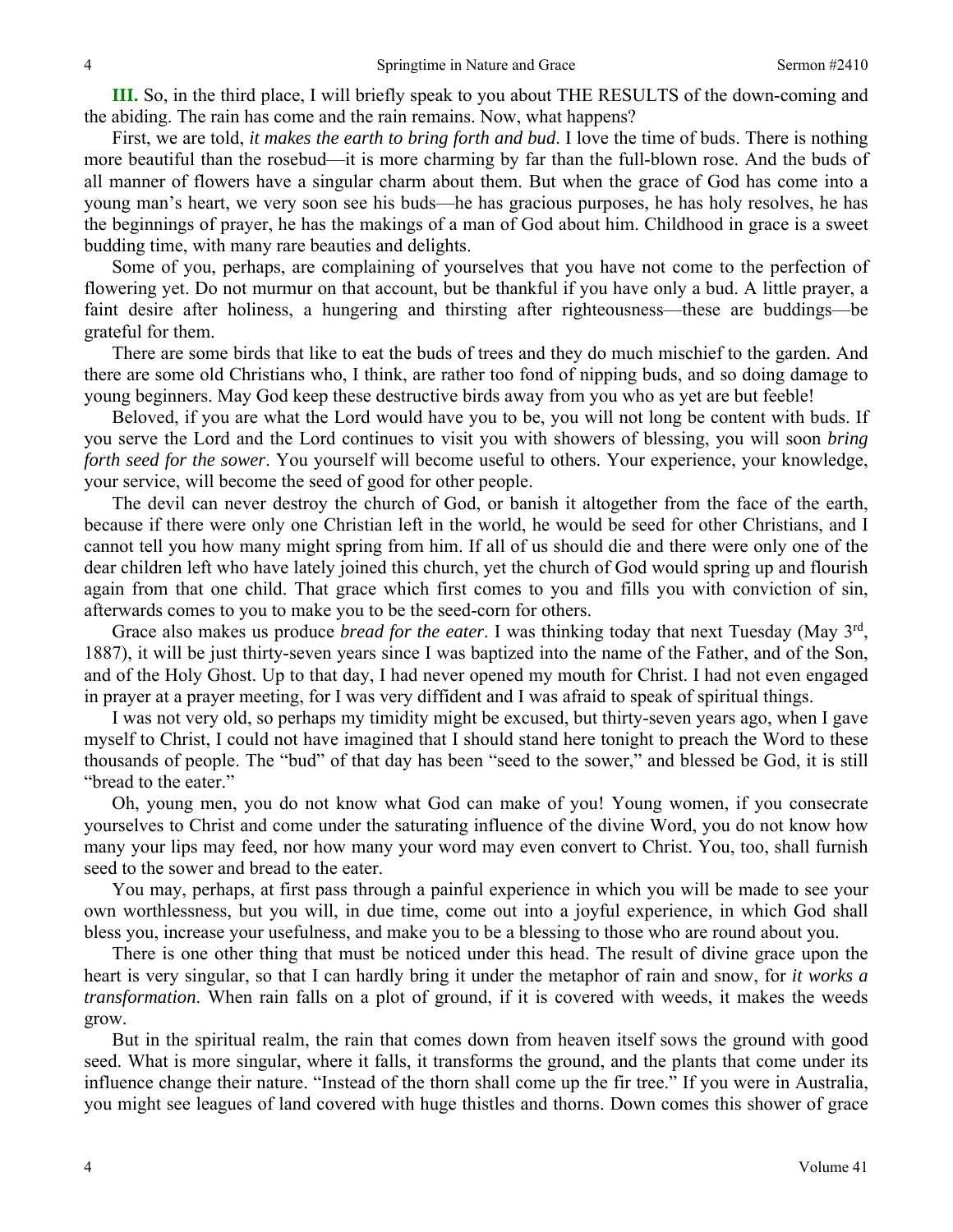**III.** So, in the third place, I will briefly speak to you about THE RESULTS of the down-coming and the abiding. The rain has come and the rain remains. Now, what happens?

First, we are told, *it makes the earth to bring forth and bud*. I love the time of buds. There is nothing more beautiful than the rosebud—it is more charming by far than the full-blown rose. And the buds of all manner of flowers have a singular charm about them. But when the grace of God has come into a young man's heart, we very soon see his buds—he has gracious purposes, he has holy resolves, he has the beginnings of prayer, he has the makings of a man of God about him. Childhood in grace is a sweet budding time, with many rare beauties and delights.

Some of you, perhaps, are complaining of yourselves that you have not come to the perfection of flowering yet. Do not murmur on that account, but be thankful if you have only a bud. A little prayer, a faint desire after holiness, a hungering and thirsting after righteousness—these are buddings—be grateful for them.

There are some birds that like to eat the buds of trees and they do much mischief to the garden. And there are some old Christians who, I think, are rather too fond of nipping buds, and so doing damage to young beginners. May God keep these destructive birds away from you who as yet are but feeble!

Beloved, if you are what the Lord would have you to be, you will not long be content with buds. If you serve the Lord and the Lord continues to visit you with showers of blessing, you will soon *bring forth seed for the sower*. You yourself will become useful to others. Your experience, your knowledge, your service, will become the seed of good for other people.

The devil can never destroy the church of God, or banish it altogether from the face of the earth, because if there were only one Christian left in the world, he would be seed for other Christians, and I cannot tell you how many might spring from him. If all of us should die and there were only one of the dear children left who have lately joined this church, yet the church of God would spring up and flourish again from that one child. That grace which first comes to you and fills you with conviction of sin, afterwards comes to you to make you to be the seed-corn for others.

Grace also makes us produce *bread for the eater*. I was thinking today that next Tuesday (May 3rd, 1887), it will be just thirty-seven years since I was baptized into the name of the Father, and of the Son, and of the Holy Ghost. Up to that day, I had never opened my mouth for Christ. I had not even engaged in prayer at a prayer meeting, for I was very diffident and I was afraid to speak of spiritual things.

I was not very old, so perhaps my timidity might be excused, but thirty-seven years ago, when I gave myself to Christ, I could not have imagined that I should stand here tonight to preach the Word to these thousands of people. The "bud" of that day has been "seed to the sower," and blessed be God, it is still "bread to the eater."

Oh, young men, you do not know what God can make of you! Young women, if you consecrate yourselves to Christ and come under the saturating influence of the divine Word, you do not know how many your lips may feed, nor how many your word may even convert to Christ. You, too, shall furnish seed to the sower and bread to the eater.

You may, perhaps, at first pass through a painful experience in which you will be made to see your own worthlessness, but you will, in due time, come out into a joyful experience, in which God shall bless you, increase your usefulness, and make you to be a blessing to those who are round about you.

There is one other thing that must be noticed under this head. The result of divine grace upon the heart is very singular, so that I can hardly bring it under the metaphor of rain and snow, for *it works a transformation*. When rain falls on a plot of ground, if it is covered with weeds, it makes the weeds grow.

But in the spiritual realm, the rain that comes down from heaven itself sows the ground with good seed. What is more singular, where it falls, it transforms the ground, and the plants that come under its influence change their nature. "Instead of the thorn shall come up the fir tree." If you were in Australia, you might see leagues of land covered with huge thistles and thorns. Down comes this shower of grace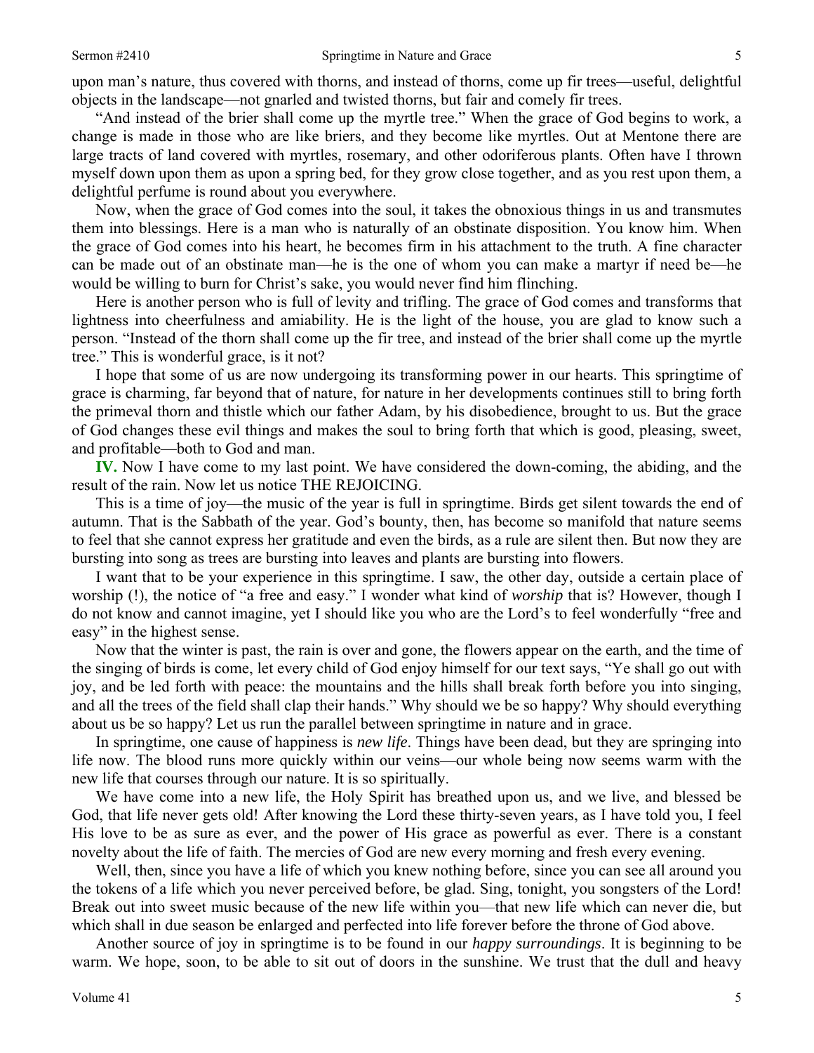upon man's nature, thus covered with thorns, and instead of thorns, come up fir trees—useful, delightful objects in the landscape—not gnarled and twisted thorns, but fair and comely fir trees.

"And instead of the brier shall come up the myrtle tree." When the grace of God begins to work, a change is made in those who are like briers, and they become like myrtles. Out at Mentone there are large tracts of land covered with myrtles, rosemary, and other odoriferous plants. Often have I thrown myself down upon them as upon a spring bed, for they grow close together, and as you rest upon them, a delightful perfume is round about you everywhere.

Now, when the grace of God comes into the soul, it takes the obnoxious things in us and transmutes them into blessings. Here is a man who is naturally of an obstinate disposition. You know him. When the grace of God comes into his heart, he becomes firm in his attachment to the truth. A fine character can be made out of an obstinate man—he is the one of whom you can make a martyr if need be—he would be willing to burn for Christ's sake, you would never find him flinching.

Here is another person who is full of levity and trifling. The grace of God comes and transforms that lightness into cheerfulness and amiability. He is the light of the house, you are glad to know such a person. "Instead of the thorn shall come up the fir tree, and instead of the brier shall come up the myrtle tree." This is wonderful grace, is it not?

I hope that some of us are now undergoing its transforming power in our hearts. This springtime of grace is charming, far beyond that of nature, for nature in her developments continues still to bring forth the primeval thorn and thistle which our father Adam, by his disobedience, brought to us. But the grace of God changes these evil things and makes the soul to bring forth that which is good, pleasing, sweet, and profitable—both to God and man.

**IV.** Now I have come to my last point. We have considered the down-coming, the abiding, and the result of the rain. Now let us notice THE REJOICING.

This is a time of joy—the music of the year is full in springtime. Birds get silent towards the end of autumn. That is the Sabbath of the year. God's bounty, then, has become so manifold that nature seems to feel that she cannot express her gratitude and even the birds, as a rule are silent then. But now they are bursting into song as trees are bursting into leaves and plants are bursting into flowers.

I want that to be your experience in this springtime. I saw, the other day, outside a certain place of worship (!), the notice of "a free and easy." I wonder what kind of *worship* that is? However, though I do not know and cannot imagine, yet I should like you who are the Lord's to feel wonderfully "free and easy" in the highest sense.

Now that the winter is past, the rain is over and gone, the flowers appear on the earth, and the time of the singing of birds is come, let every child of God enjoy himself for our text says, "Ye shall go out with joy, and be led forth with peace: the mountains and the hills shall break forth before you into singing, and all the trees of the field shall clap their hands." Why should we be so happy? Why should everything about us be so happy? Let us run the parallel between springtime in nature and in grace.

In springtime, one cause of happiness is *new life*. Things have been dead, but they are springing into life now. The blood runs more quickly within our veins—our whole being now seems warm with the new life that courses through our nature. It is so spiritually.

We have come into a new life, the Holy Spirit has breathed upon us, and we live, and blessed be God, that life never gets old! After knowing the Lord these thirty-seven years, as I have told you, I feel His love to be as sure as ever, and the power of His grace as powerful as ever. There is a constant novelty about the life of faith. The mercies of God are new every morning and fresh every evening.

Well, then, since you have a life of which you knew nothing before, since you can see all around you the tokens of a life which you never perceived before, be glad. Sing, tonight, you songsters of the Lord! Break out into sweet music because of the new life within you—that new life which can never die, but which shall in due season be enlarged and perfected into life forever before the throne of God above.

Another source of joy in springtime is to be found in our *happy surroundings*. It is beginning to be warm. We hope, soon, to be able to sit out of doors in the sunshine. We trust that the dull and heavy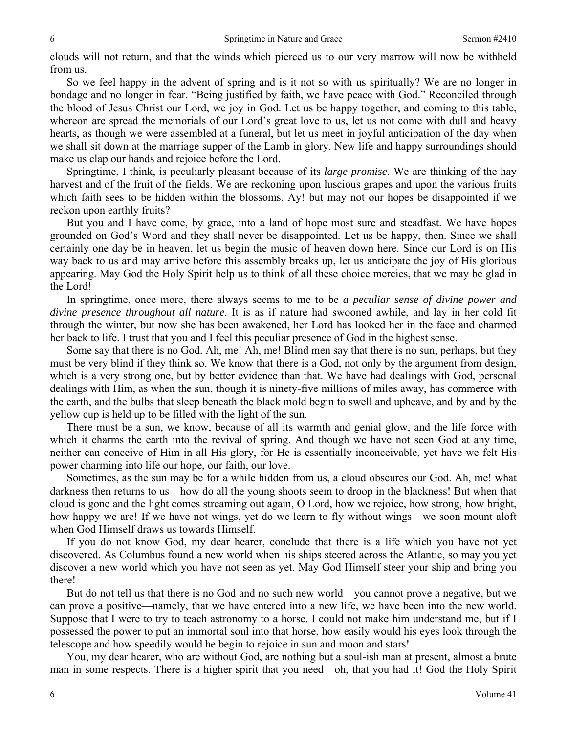clouds will not return, and that the winds which pierced us to our very marrow will now be withheld from us.

So we feel happy in the advent of spring and is it not so with us spiritually? We are no longer in bondage and no longer in fear. "Being justified by faith, we have peace with God." Reconciled through the blood of Jesus Christ our Lord, we joy in God. Let us be happy together, and coming to this table, whereon are spread the memorials of our Lord's great love to us, let us not come with dull and heavy hearts, as though we were assembled at a funeral, but let us meet in joyful anticipation of the day when we shall sit down at the marriage supper of the Lamb in glory. New life and happy surroundings should make us clap our hands and rejoice before the Lord.

Springtime, I think, is peculiarly pleasant because of its *large promise*. We are thinking of the hay harvest and of the fruit of the fields. We are reckoning upon luscious grapes and upon the various fruits which faith sees to be hidden within the blossoms. Ay! but may not our hopes be disappointed if we reckon upon earthly fruits?

But you and I have come, by grace, into a land of hope most sure and steadfast. We have hopes grounded on God's Word and they shall never be disappointed. Let us be happy, then. Since we shall certainly one day be in heaven, let us begin the music of heaven down here. Since our Lord is on His way back to us and may arrive before this assembly breaks up, let us anticipate the joy of His glorious appearing. May God the Holy Spirit help us to think of all these choice mercies, that we may be glad in the Lord!

In springtime, once more, there always seems to me to be *a peculiar sense of divine power and divine presence throughout all nature*. It is as if nature had swooned awhile, and lay in her cold fit through the winter, but now she has been awakened, her Lord has looked her in the face and charmed her back to life. I trust that you and I feel this peculiar presence of God in the highest sense.

Some say that there is no God. Ah, me! Ah, me! Blind men say that there is no sun, perhaps, but they must be very blind if they think so. We know that there is a God, not only by the argument from design, which is a very strong one, but by better evidence than that. We have had dealings with God, personal dealings with Him, as when the sun, though it is ninety-five millions of miles away, has commerce with the earth, and the bulbs that sleep beneath the black mold begin to swell and upheave, and by and by the yellow cup is held up to be filled with the light of the sun.

There must be a sun, we know, because of all its warmth and genial glow, and the life force with which it charms the earth into the revival of spring. And though we have not seen God at any time, neither can conceive of Him in all His glory, for He is essentially inconceivable, yet have we felt His power charming into life our hope, our faith, our love.

Sometimes, as the sun may be for a while hidden from us, a cloud obscures our God. Ah, me! what darkness then returns to us—how do all the young shoots seem to droop in the blackness! But when that cloud is gone and the light comes streaming out again, O Lord, how we rejoice, how strong, how bright, how happy we are! If we have not wings, yet do we learn to fly without wings—we soon mount aloft when God Himself draws us towards Himself.

If you do not know God, my dear hearer, conclude that there is a life which you have not yet discovered. As Columbus found a new world when his ships steered across the Atlantic, so may you yet discover a new world which you have not seen as yet. May God Himself steer your ship and bring you there!

But do not tell us that there is no God and no such new world—you cannot prove a negative, but we can prove a positive—namely, that we have entered into a new life, we have been into the new world. Suppose that I were to try to teach astronomy to a horse. I could not make him understand me, but if I possessed the power to put an immortal soul into that horse, how easily would his eyes look through the telescope and how speedily would he begin to rejoice in sun and moon and stars!

You, my dear hearer, who are without God, are nothing but a soul-ish man at present, almost a brute man in some respects. There is a higher spirit that you need—oh, that you had it! God the Holy Spirit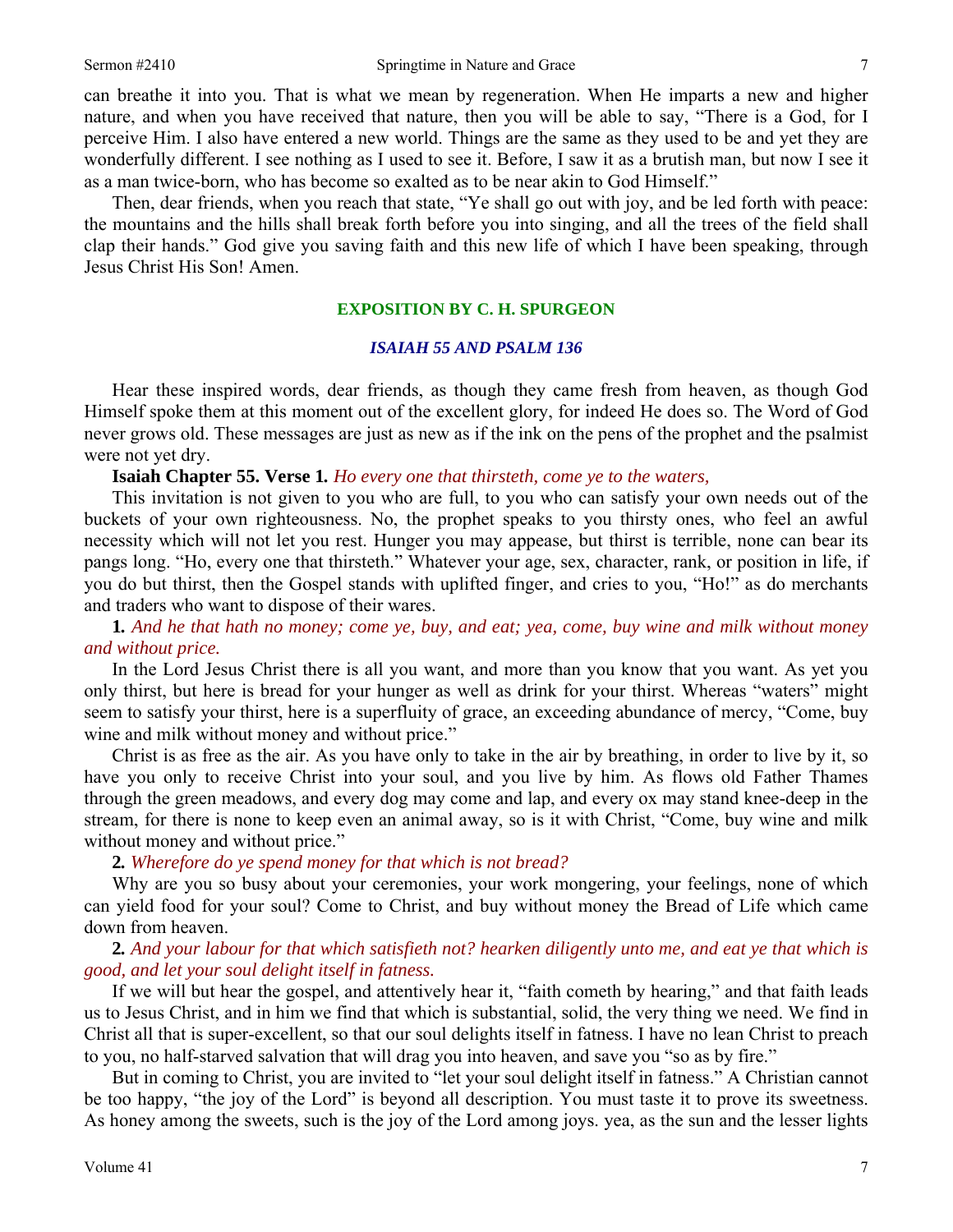can breathe it into you. That is what we mean by regeneration. When He imparts a new and higher nature, and when you have received that nature, then you will be able to say, "There is a God, for I perceive Him. I also have entered a new world. Things are the same as they used to be and yet they are wonderfully different. I see nothing as I used to see it. Before, I saw it as a brutish man, but now I see it as a man twice-born, who has become so exalted as to be near akin to God Himself."

Then, dear friends, when you reach that state, "Ye shall go out with joy, and be led forth with peace: the mountains and the hills shall break forth before you into singing, and all the trees of the field shall clap their hands." God give you saving faith and this new life of which I have been speaking, through Jesus Christ His Son! Amen.

## EXPOSITION BY C. H. SPURGEON

### *ISAIAH 55 AND PSALM 136*

Hear these inspired words, dear friends, as though they came fresh from heaven, as though God Himself spoke them at this moment out of the excellent glory, for indeed He does so. The Word of God never grows old. These messages are just as new as if the ink on the pens of the prophet and the psalmist were not yet dry.

**Isaiah Chapter 55. Verse 1.** *Ho every one that thirsteth, come ye to the waters,*

This invitation is not given to you who are full, to you who can satisfy your own needs out of the buckets of your own righteousness. No, the prophet speaks to you thirsty ones, who feel an awful necessity which will not let you rest. Hunger you may appease, but thirst is terrible, none can bear its pangs long. "Ho, every one that thirsteth." Whatever your age, sex, character, rank, or position in life, if you do but thirst, then the Gospel stands with uplifted finger, and cries to you, "Ho!" as do merchants and traders who want to dispose of their wares.

**1.** *And he that hath no money; come ye, buy, and eat; yea, come, buy wine and milk without money and without price.*

In the Lord Jesus Christ there is all you want, and more than you know that you want. As yet you only thirst, but here is bread for your hunger as well as drink for your thirst. Whereas "waters" might seem to satisfy your thirst, here is a superfluity of grace, an exceeding abundance of mercy, "Come, buy wine and milk without money and without price."

Christ is as free as the air. As you have only to take in the air by breathing, in order to live by it, so have you only to receive Christ into your soul, and you live by him. As flows old Father Thames through the green meadows, and every dog may come and lap, and every ox may stand knee-deep in the stream, for there is none to keep even an animal away, so is it with Christ, "Come, buy wine and milk without money and without price."

**2.** *Wherefore do ye spend money for that which is not bread?*

Why are you so busy about your ceremonies, your work mongering, your feelings, none of which can yield food for your soul? Come to Christ, and buy without money the Bread of Life which came down from heaven.

**2.** *And your labour for that which satisfieth not? hearken diligently unto me, and eat ye that which is good, and let your soul delight itself in fatness.*

If we will but hear the gospel, and attentively hear it, "faith cometh by hearing," and that faith leads us to Jesus Christ, and in him we find that which is substantial, solid, the very thing we need. We find in Christ all that is super-excellent, so that our soul delights itself in fatness. I have no lean Christ to preach to you, no half-starved salvation that will drag you into heaven, and save you "so as by fire."

But in coming to Christ, you are invited to "let your soul delight itself in fatness." A Christian cannot be too happy, "the joy of the Lord" is beyond all description. You must taste it to prove its sweetness. As honey among the sweets, such is the joy of the Lord among joys. yea, as the sun and the lesser lights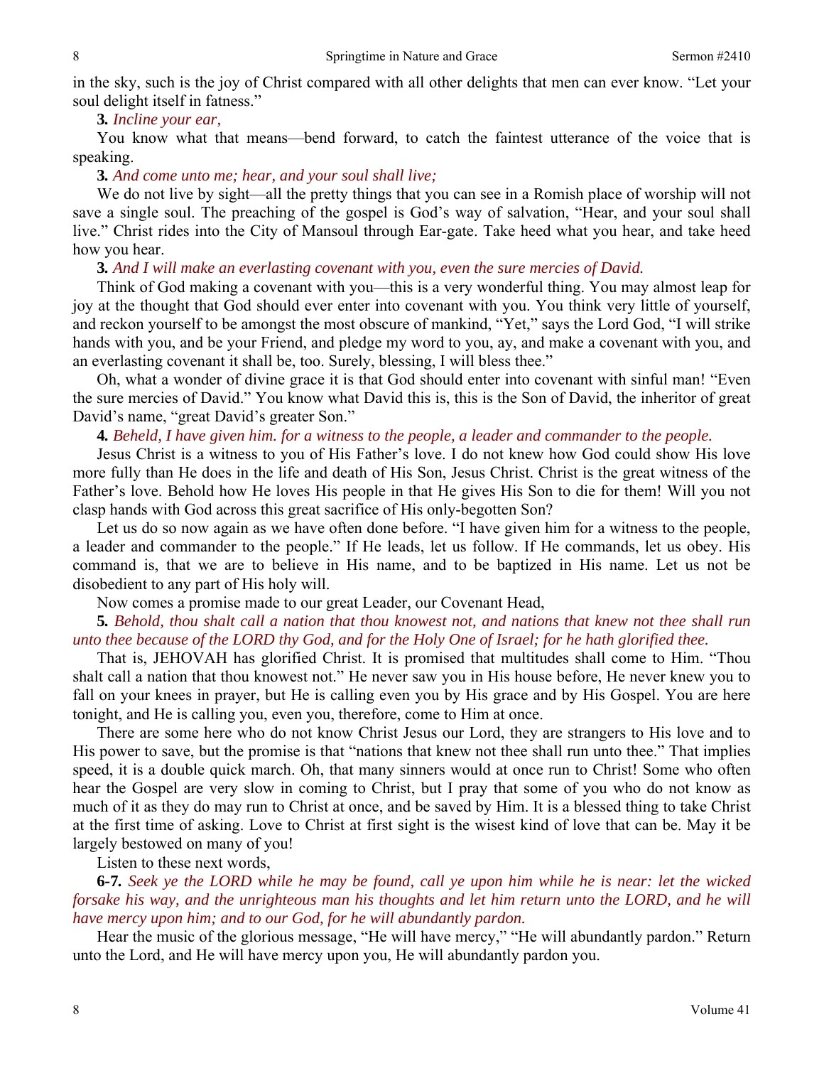in the sky, such is the joy of Christ compared with all other delights that men can ever know. "Let your soul delight itself in fatness."

**3.** *Incline your ear,*

You know what that means—bend forward, to catch the faintest utterance of the voice that is speaking.

**3.** *And come unto me; hear, and your soul shall live;*

We do not live by sight—all the pretty things that you can see in a Romish place of worship will not save a single soul. The preaching of the gospel is God's way of salvation, "Hear, and your soul shall live." Christ rides into the City of Mansoul through Ear-gate. Take heed what you hear, and take heed how you hear.

**3.** *And I will make an everlasting covenant with you, even the sure mercies of David.*

Think of God making a covenant with you—this is a very wonderful thing. You may almost leap for joy at the thought that God should ever enter into covenant with you. You think very little of yourself, and reckon yourself to be amongst the most obscure of mankind, "Yet," says the Lord God, "I will strike hands with you, and be your Friend, and pledge my word to you, ay, and make a covenant with you, and an everlasting covenant it shall be, too. Surely, blessing, I will bless thee."

Oh, what a wonder of divine grace it is that God should enter into covenant with sinful man! "Even the sure mercies of David." You know what David this is, this is the Son of David, the inheritor of great David's name, "great David's greater Son."

**4.** *Beheld, I have given him. for a witness to the people, a leader and commander to the people.*

Jesus Christ is a witness to you of His Father's love. I do not knew how God could show His love more fully than He does in the life and death of His Son, Jesus Christ. Christ is the great witness of the Father's love. Behold how He loves His people in that He gives His Son to die for them! Will you not clasp hands with God across this great sacrifice of His only-begotten Son?

Let us do so now again as we have often done before. "I have given him for a witness to the people, a leader and commander to the people." If He leads, let us follow. If He commands, let us obey. His command is, that we are to believe in His name, and to be baptized in His name. Let us not be disobedient to any part of His holy will.

Now comes a promise made to our great Leader, our Covenant Head,

**5.** *Behold, thou shalt call a nation that thou knowest not, and nations that knew not thee shall run unto thee because of the LORD thy God, and for the Holy One of Israel; for he hath glorified thee.*

That is, JEHOVAH has glorified Christ. It is promised that multitudes shall come to Him. "Thou shalt call a nation that thou knowest not." He never saw you in His house before, He never knew you to fall on your knees in prayer, but He is calling even you by His grace and by His Gospel. You are here tonight, and He is calling you, even you, therefore, come to Him at once.

There are some here who do not know Christ Jesus our Lord, they are strangers to His love and to His power to save, but the promise is that "nations that knew not thee shall run unto thee." That implies speed, it is a double quick march. Oh, that many sinners would at once run to Christ! Some who often hear the Gospel are very slow in coming to Christ, but I pray that some of you who do not know as much of it as they do may run to Christ at once, and be saved by Him. It is a blessed thing to take Christ at the first time of asking. Love to Christ at first sight is the wisest kind of love that can be. May it be largely bestowed on many of you!

Listen to these next words,

**6-7.** *Seek ye the LORD while he may be found, call ye upon him while he is near: let the wicked forsake his way, and the unrighteous man his thoughts and let him return unto the LORD, and he will have mercy upon him; and to our God, for he will abundantly pardon.*

Hear the music of the glorious message, "He will have mercy," "He will abundantly pardon." Return unto the Lord, and He will have mercy upon you, He will abundantly pardon you.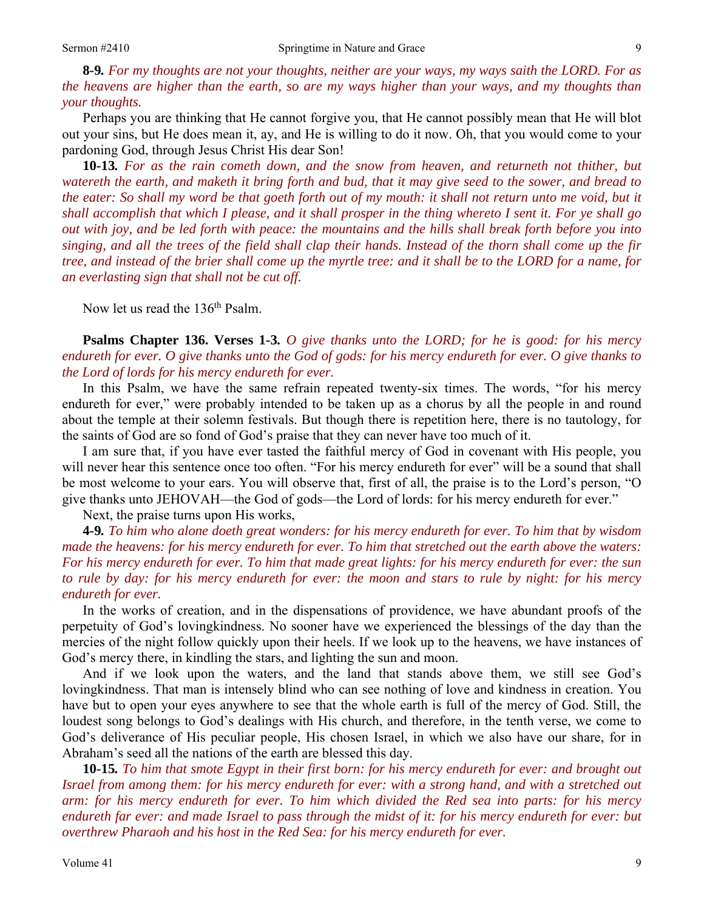**8-9.** *For my thoughts are not your thoughts, neither are your ways, my ways saith the LORD. For as the heavens are higher than the earth, so are my ways higher than your ways, and my thoughts than your thoughts.*

Perhaps you are thinking that He cannot forgive you, that He cannot possibly mean that He will blot out your sins, but He does mean it, ay, and He is willing to do it now. Oh, that you would come to your pardoning God, through Jesus Christ His dear Son!

**10-13.** *For as the rain cometh down, and the snow from heaven, and returneth not thither, but watereth the earth, and maketh it bring forth and bud, that it may give seed to the sower, and bread to the eater: So shall my word be that goeth forth out of my mouth: it shall not return unto me void, but it shall accomplish that which I please, and it shall prosper in the thing whereto I sent it. For ye shall go out with joy, and be led forth with peace: the mountains and the hills shall break forth before you into singing, and all the trees of the field shall clap their hands. Instead of the thorn shall come up the fir tree, and instead of the brier shall come up the myrtle tree: and it shall be to the LORD for a name, for an everlasting sign that shall not be cut off.*

Now let us read the 136th Psalm.

**Psalms Chapter 136. Verses 1-3.** *O give thanks unto the LORD; for he is good: for his mercy endureth for ever. O give thanks unto the God of gods: for his mercy endureth for ever. O give thanks to the Lord of lords for his mercy endureth for ever.*

In this Psalm, we have the same refrain repeated twenty-six times. The words, "for his mercy endureth for ever," were probably intended to be taken up as a chorus by all the people in and round about the temple at their solemn festivals. But though there is repetition here, there is no tautology, for the saints of God are so fond of God's praise that they can never have too much of it.

I am sure that, if you have ever tasted the faithful mercy of God in covenant with His people, you will never hear this sentence once too often. "For his mercy endureth for ever" will be a sound that shall be most welcome to your ears. You will observe that, first of all, the praise is to the Lord's person, "O give thanks unto JEHOVAH—the God of gods—the Lord of lords: for his mercy endureth for ever."

Next, the praise turns upon His works,

**4-9.** *To him who alone doeth great wonders: for his mercy endureth for ever. To him that by wisdom made the heavens: for his mercy endureth for ever. To him that stretched out the earth above the waters: For his mercy endureth for ever. To him that made great lights: for his mercy endureth for ever: the sun to rule by day: for his mercy endureth for ever: the moon and stars to rule by night: for his mercy endureth for ever.*

In the works of creation, and in the dispensations of providence, we have abundant proofs of the perpetuity of God's lovingkindness. No sooner have we experienced the blessings of the day than the mercies of the night follow quickly upon their heels. If we look up to the heavens, we have instances of God's mercy there, in kindling the stars, and lighting the sun and moon.

And if we look upon the waters, and the land that stands above them, we still see God's lovingkindness. That man is intensely blind who can see nothing of love and kindness in creation. You have but to open your eyes anywhere to see that the whole earth is full of the mercy of God. Still, the loudest song belongs to God's dealings with His church, and therefore, in the tenth verse, we come to God's deliverance of His peculiar people, His chosen Israel, in which we also have our share, for in Abraham's seed all the nations of the earth are blessed this day.

**10-15.** *To him that smote Egypt in their first born: for his mercy endureth for ever: and brought out Israel from among them: for his mercy endureth for ever: with a strong hand, and with a stretched out arm: for his mercy endureth for ever. To him which divided the Red sea into parts: for his mercy endureth far ever: and made Israel to pass through the midst of it: for his mercy endureth for ever: but overthrew Pharaoh and his host in the Red Sea: for his mercy endureth for ever.*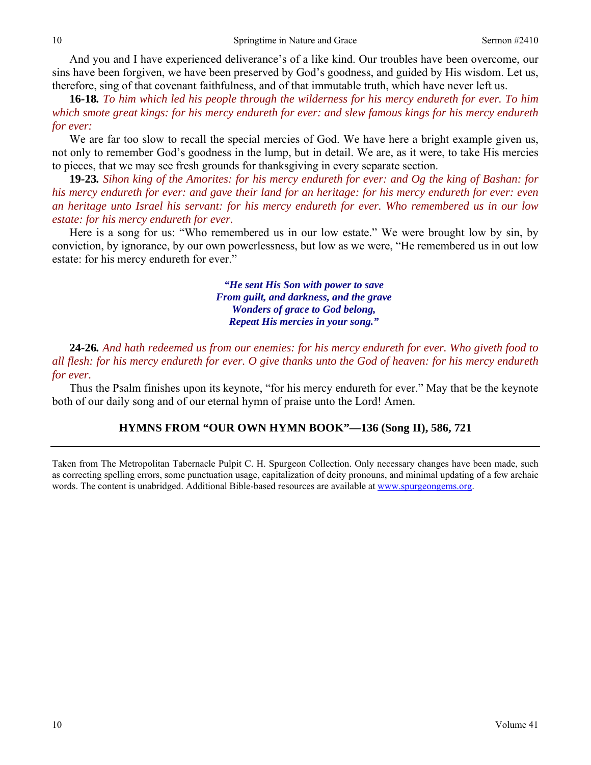And you and I have experienced deliverance's of a like kind. Our troubles have been overcome, our sins have been forgiven, we have been preserved by God's goodness, and guided by His wisdom. Let us, therefore, sing of that covenant faithfulness, and of that immutable truth, which have never left us.

**16-18.** *To him which led his people through the wilderness for his mercy endureth for ever. To him which smote great kings: for his mercy endureth for ever: and slew famous kings for his mercy endureth for ever:*

We are far too slow to recall the special mercies of God. We have here a bright example given us, not only to remember God's goodness in the lump, but in detail. We are, as it were, to take His mercies to pieces, that we may see fresh grounds for thanksgiving in every separate section.

**19-23.** *Sihon king of the Amorites: for his mercy endureth for ever: and Og the king of Bashan: for his mercy endureth for ever: and gave their land for an heritage: for his mercy endureth for ever: even an heritage unto Israel his servant: for his mercy endureth for ever. Who remembered us in our low estate: for his mercy endureth for ever.*

Here is a song for us: "Who remembered us in our low estate." We were brought low by sin, by conviction, by ignorance, by our own powerlessness, but low as we were, "He remembered us in out low estate: for his mercy endureth for ever."

> ***"He sent His Son with power to save***
> ***From guilt, and darkness, and the grave***
> ***Wonders of grace to God belong,***
> ***Repeat His mercies in your song."***

**24-26.** *And hath redeemed us from our enemies: for his mercy endureth for ever. Who giveth food to all flesh: for his mercy endureth for ever. O give thanks unto the God of heaven: for his mercy endureth for ever.*

Thus the Psalm finishes upon its keynote, "for his mercy endureth for ever." May that be the keynote both of our daily song and of our eternal hymn of praise unto the Lord! Amen.

**HYMNS FROM "OUR OWN HYMN BOOK"—136 (Song II), 586, 721**

---

Taken from The Metropolitan Tabernacle Pulpit C. H. Spurgeon Collection. Only necessary changes have been made, such as correcting spelling errors, some punctuation usage, capitalization of deity pronouns, and minimal updating of a few archaic words. The content is unabridged. Additional Bible-based resources are available at www.spurgeongems.org.